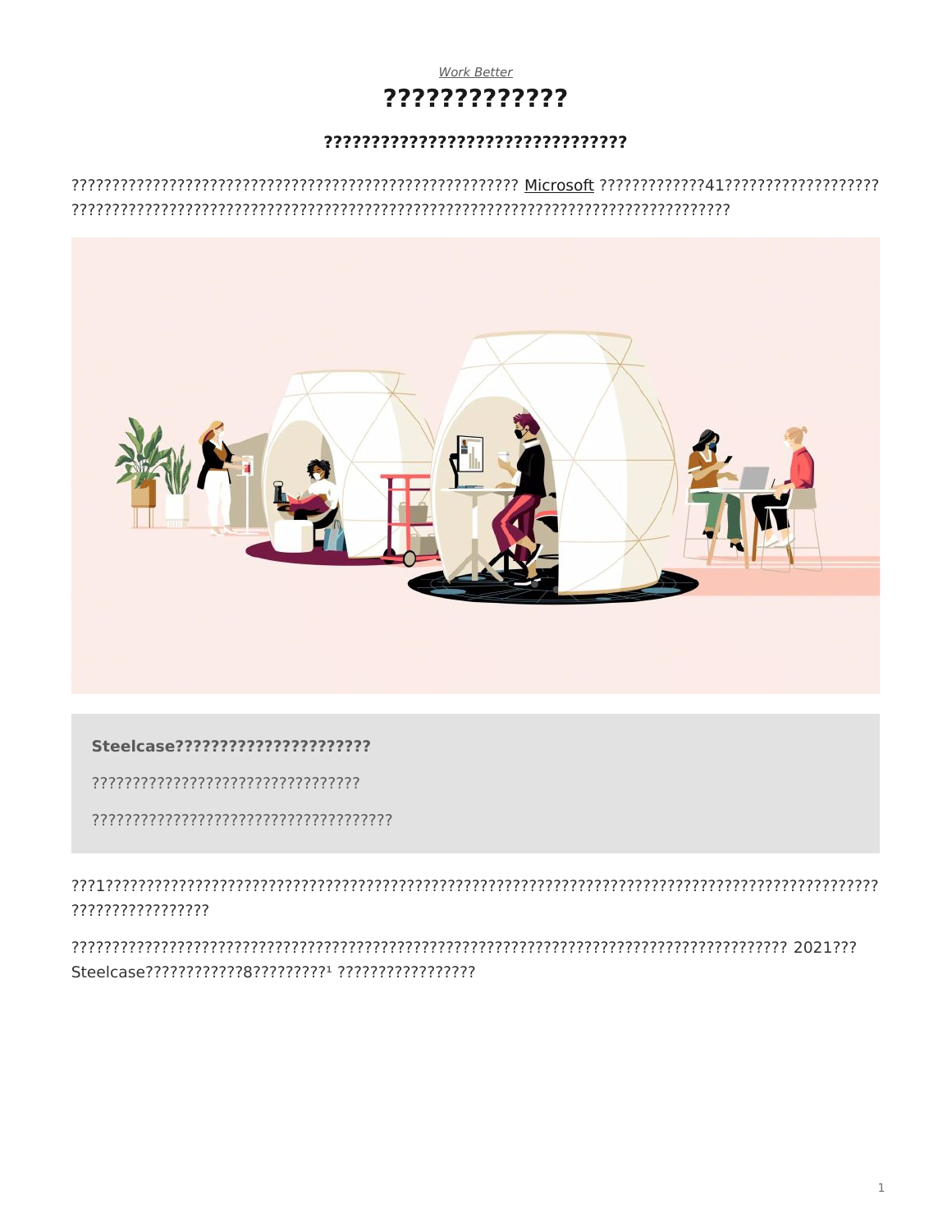*Work Better*

# ?????????????

### ???????????????????????????????

??????????????????????????????????????????????????????? Microsoft ??????????????41??????????????????? ??????????????????????????????????????????????????????????????????????????????

**Steelcase??????????????????????**

?????????????????????????????????

?????????????????????????????????????

???1????????????????????????????????????????????????????????????????????????????????????????????????? ?????????????????

???????????????????????????????????????????????????????????????????????????????????? 2021??? Steelcase????????????8?????????[1] ?????????????????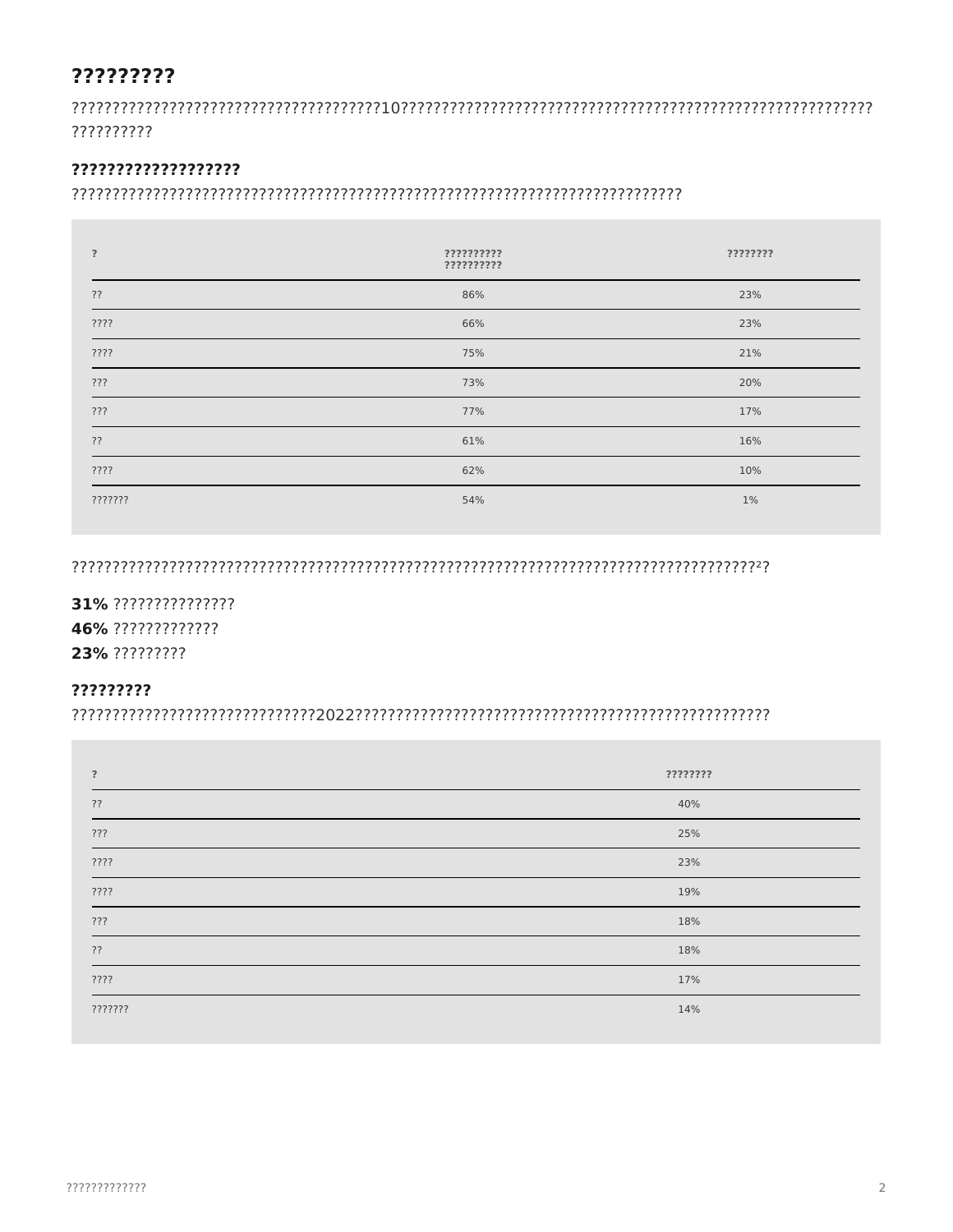# ?????????

???????????????????????????????????????10?????????????????????????????????????????????????????????????????????

### ???????????????????

?????????????????????????????????????????????????????????????????????????

| ? | ?????????? ?????????? | ???????? |
|---|---|---|
| ?? | 86% | 23% |
| ???? | 66% | 23% |
| ???? | 75% | 21% |
| ??? | 73% | 20% |
| ??? | 77% | 17% |
| ?? | 61% | 16% |
| ???? | 62% | 10% |
| ??????? | 54% | 1% |

?????????????????????????????????????????????????????????????????????????????????[2]?

**31%** ???????????????
**46%** ?????????????
**23%** ?????????

### ?????????

??????????????????????????????2022?????????????????????????????????????????????????????

| ? | ???????? |
|---|---|
| ?? | 40% |
| ??? | 25% |
| ???? | 23% |
| ???? | 19% |
| ??? | 18% |
| ?? | 18% |
| ???? | 17% |
| ??????? | 14% |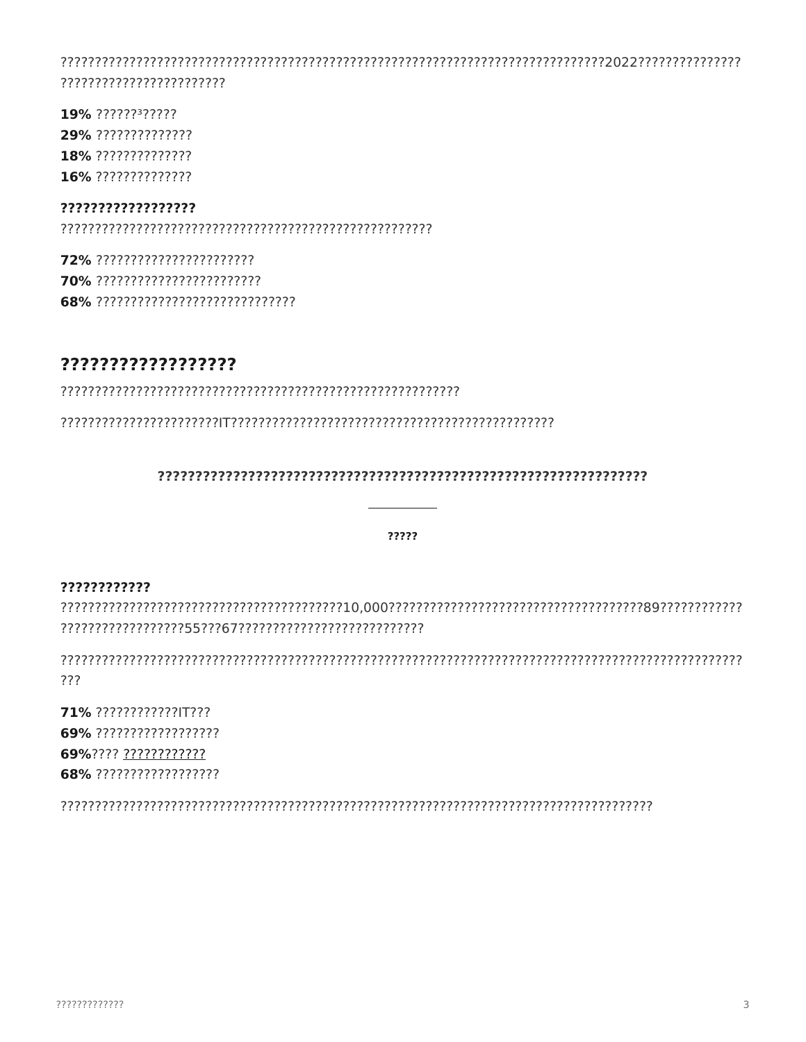??????????????????????????????????????????????????????????????????????????2022???????????????
????????????????????????

**19%** ??????³?????
**29%** ??????????????
**18%** ??????????????
**16%** ??????????????

**??????????????????**
??????????????????????????????????????????????????????

**72%** ???????????????????????
**70%** ????????????????????????
**68%** ?????????????????????????????

## ??????????????????

??????????????????????????????????????????????????????????

???????????????????????IT?????????????????????????????????????????????????

**?????????????????????????????????????????????????????????????????????????**

---

**?????**

**????????????**
?????????????????????????????????????????10,000?????????????????????????????????????89????????????
?????????????????55???67???????????????????????????

??????????????????????????????????????????????????????????????????????????????????????????????????????
???

**71%** ????????????IT???
**69%** ??????????????????
**69%**???? ????????????
**68%** ??????????????????

??????????????????????????????????????????????????????????????????????????????????????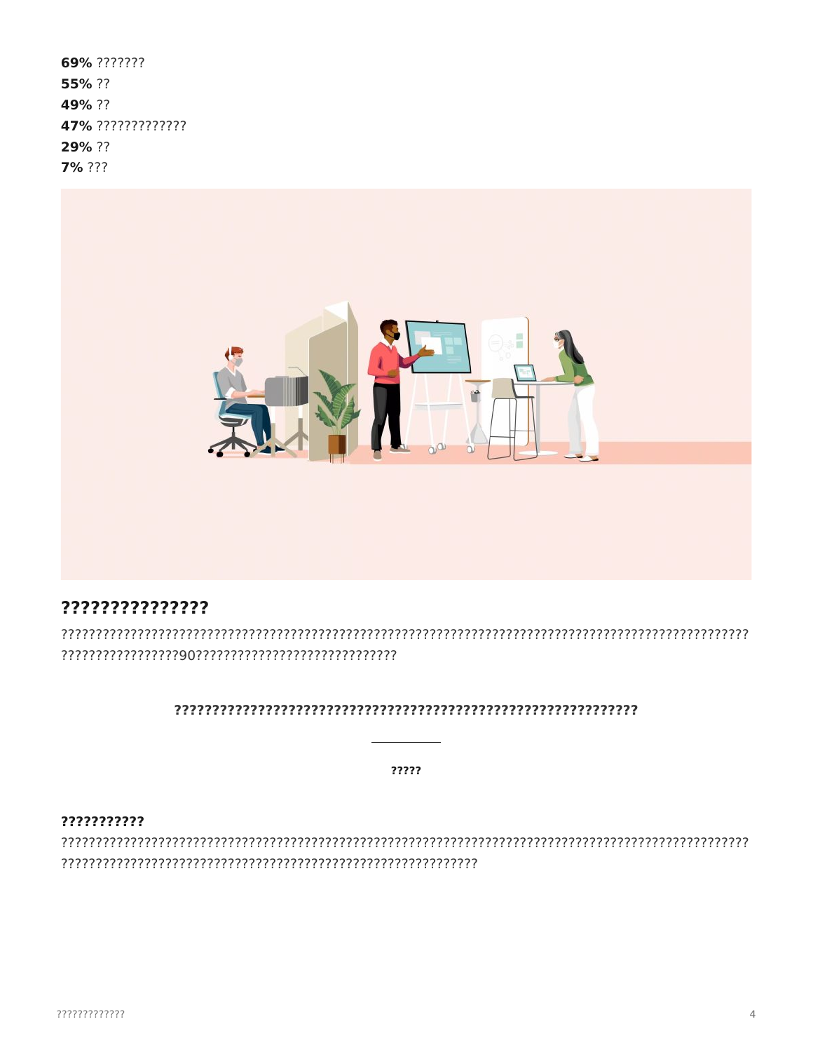**69%** ???????
**55%** ??
**49%** ??
**47%** ?????????????
**29%** ??
**7%** ???

## ???????????????

?????????????????????????????????????????????????????????????????????????????????????????????????????????????????90????????????????????????????

**???????????????????????????????????????????????????????????????**

**?????**

### ???????????

??????????????????????????????????????????????????????????????????????????????????????????????????????????????????????????????????????????????????????????????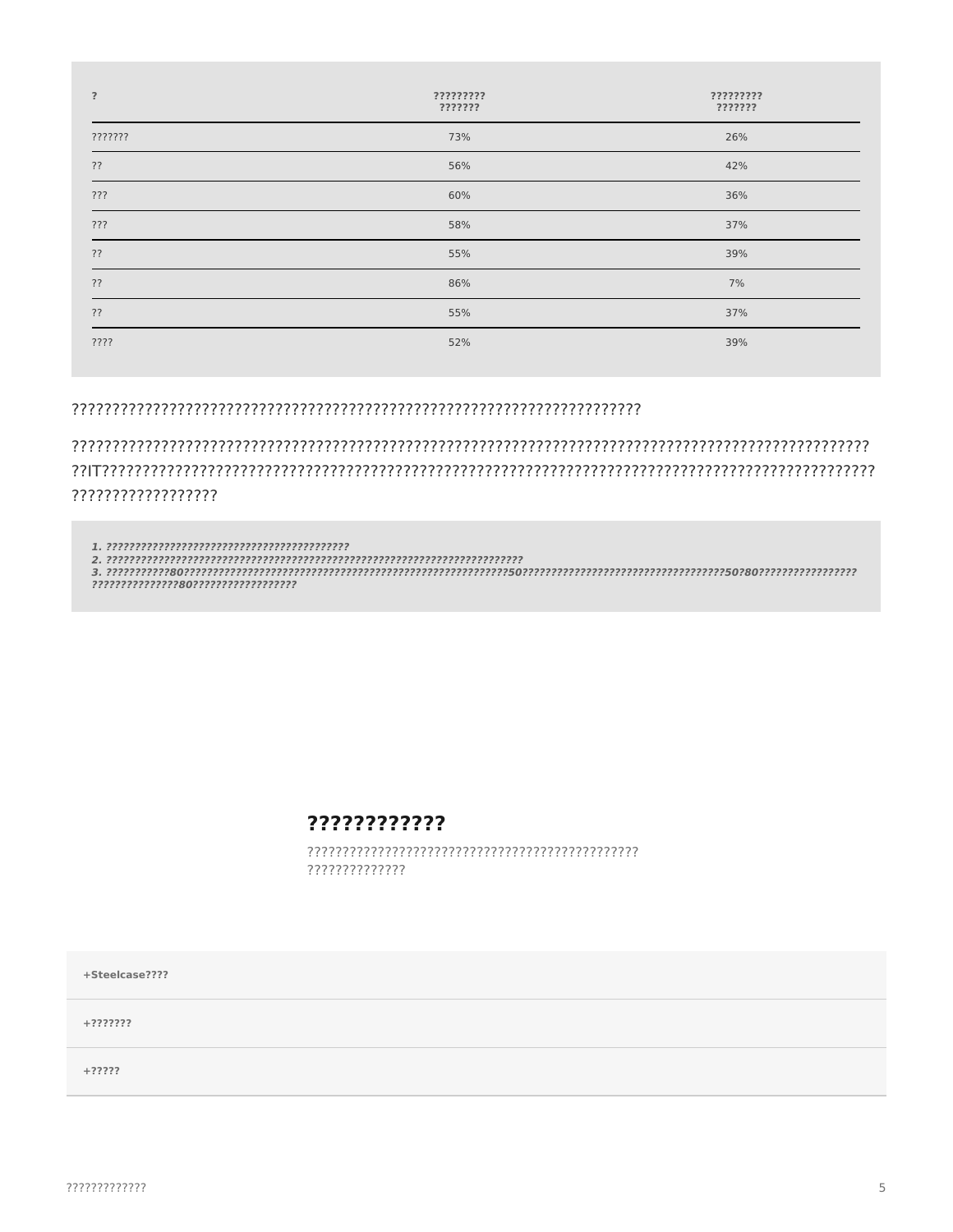| ? | ?????????<br>??????? | ?????????<br>??????? |
|---|---|---|
| ??????? | 73% | 26% |
| ?? | 56% | 42% |
| ??? | 60% | 36% |
| ??? | 58% | 37% |
| ?? | 55% | 39% |
| ?? | 86% | 7% |
| ?? | 55% | 37% |
| ???? | 52% | 39% |

??????????????????????????????????????????????????????????????????????????

??????????????????????????????????????????????????????????????????????????????????????????????????????????ITmanager??????????????????????????????????????????????????????????????????????????????????????????????????????????????????

***1. ?????????????????????????????????????????***
***2. ??????????????????????????????????????????????????????????????????????***
***3. ???????????80???????????????????????????????????????????????????????????50????????????????????????????????????50?80???????????????????????????80?????????????????***

## ????????????

??????????????????????????????????????????????????
??????????????

**+Steelcase????**

**+???????**

**+?????**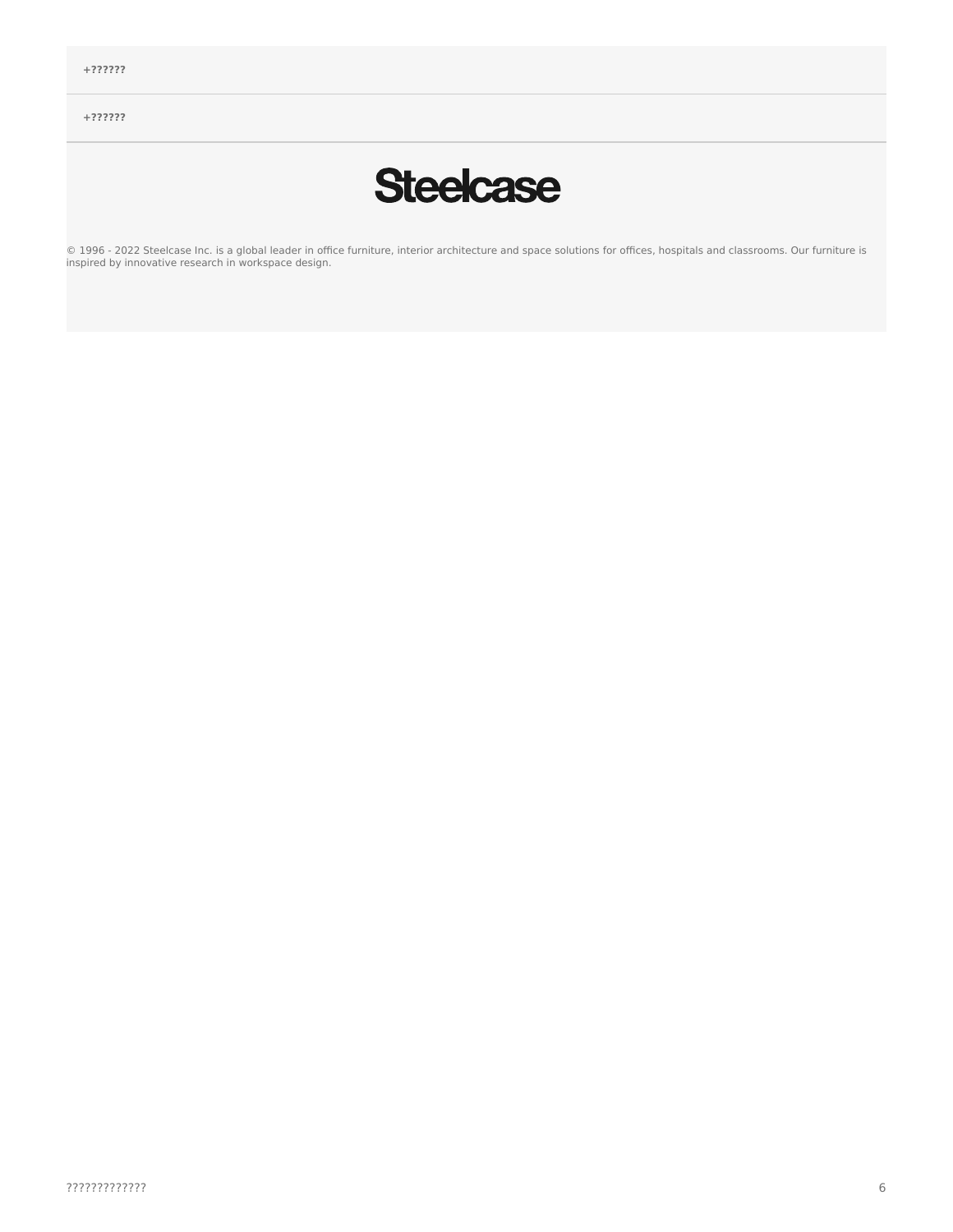**+??????**

**+??????**

Steelcase

© 1996 - 2022 Steelcase Inc. is a global leader in office furniture, interior architecture and space solutions for offices, hospitals and classrooms. Our furniture is inspired by innovative research in workspace design.